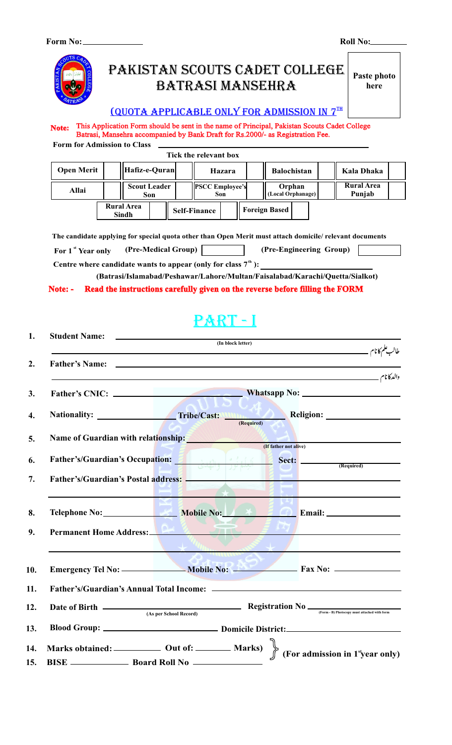Form No:______________ Roll No:_________

# PAKISTAN SCOUTS CADET COLLEGE BATRASI MANSEHRA

Paste photo here

## (QUOTA APPLICABLE ONLY FOR ADMISSION IN 7TH

**Note:** This Application Form should be sent in the name of Principal, Pakistan Scouts Cadet College Batrasi, Mansehra accompanied by Bank Draft for Rs.2000/- as Registration Fee.

**Form for Admission to Class** ________________________________

**Tick the relevant box**

| Open Merit | | Hafiz-e-Quran | | Hazara | | Balochistan | | Kala Dhaka | |
|---|---|---|---|---|---|---|---|---|---|
| Allai | | Scout Leader Son | | PSCC Employee's Son | | Orphan (Local Orphanage) | | Rural Area Punjab | |
| Rural Area Sindh | | Self-Finance | | Foreign Based | | | | | |

The candidate applying for special quota other than Open Merit must attach domicile/ relevant documents

**For 1st Year only** (Pre-Medical Group) [ ] (Pre-Engineering Group) [ ]

**Centre where candidate wants to appear (only for class 7th):** ________________

(Batrasi/Islamabad/Peshawar/Lahore/Multan/Faisalabad/Karachi/Quetta/Sialkot)

**Note: - Read the instructions carefully given on the reverse before filling the FORM**

# PART - I

1. **Student Name:** ______________________ (In block letter)
   طالب علم کا نام ______________________
2. **Father's Name:** ______________________
   والد کا نام ______________________
3. **Father's CNIC:** ______________ **Whatsapp No:** ______________
4. **Nationality:** ______________ **Tribe/Cast:** ______________ (Required) **Religion:** ______________
5. **Name of Guardian with relationship:** ______________ (If father not alive)
6. **Father's/Guardian's Occupation:** ______________ **Sect:** ______________ (Required)
7. **Father's/Guardian's Postal address:** ______________
8. **Telephone No:** ______________ **Mobile No:** ______________ **Email:** ______________
9. **Permanent Home Address:** ______________
10. **Emergency Tel No:** ______________ **Mobile No:** ______________ **Fax No:** ______________
11. **Father's/Guardian's Annual Total Income:** ______________
12. **Date of Birth** ______________ (As per School Record) **Registration No** ______________ (Form - B) Photocopy must attached with form)
13. **Blood Group:** ______________ **Domicile District:** ______________
14. **Marks obtained:** __________ **Out of:** ________ **Marks)** } (For admission in 1st year only)
15. **BISE** ______________ **Board Roll No** ______________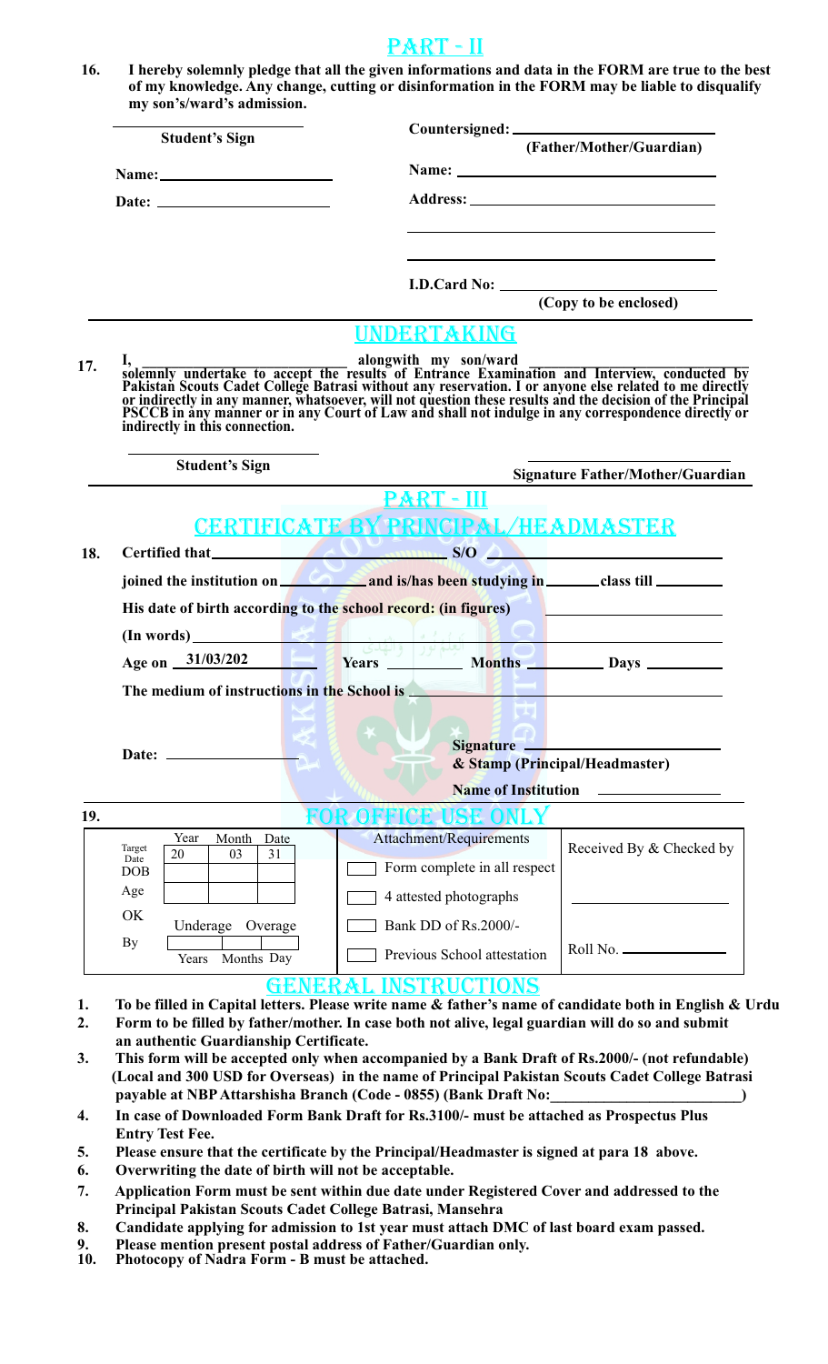# PART - II

**16.** **I hereby solemnly pledge that all the given informations and data in the FORM are true to the best of my knowledge. Any change, cutting or disinformation in the FORM may be liable to disqualify my son's/ward's admission.**

**Student's Sign** ____________________

**Name:** ____________________

**Date:** ____________________

**Countersigned:** ____________________
**(Father/Mother/Guardian)**

**Name:** ____________________

**Address:** ____________________

____________________

____________________

**I.D.Card No:** ____________________
**(Copy to be enclosed)**

# UNDERTAKING

**17.** **I, ____________________ alongwith my son/ward ____________________ solemnly undertake to accept the results of Entrance Examination and Interview, conducted by Pakistan Scouts Cadet College Batrasi without any reservation. I or anyone else related to me directly or indirectly in any manner, whatsoever, will not question these results and the decision of the Principal PSCCB in any manner or in any Court of Law and shall not indulge in any correspondence directly or indirectly in this connection.**

**Student's Sign** ____________________

**Signature Father/Mother/Guardian** ____________________

# PART - III

## CERTIFICATE BY PRINCIPAL/HEADMASTER

**18.** **Certified that ____________________ S/O ____________________**

**joined the institution on ____________ and is/has been studying in ________ class till ________**

**His date of birth according to the school record: (in figures)** ____________________

**(In words)** ____________________

**Age on 31/03/202____ Years ________ Months ________ Days ________**

**The medium of instructions in the School is** ____________________

**Date:** ____________________

**Signature** ____________________
**& Stamp (Principal/Headmaster)**

**Name of Institution** ____________________

**19.**

## FOR OFFICE USE ONLY

| | Year | Month | Date | Attachment/Requirements | Received By & Checked by |
|---|---|---|---|---|---|
| Target Date | 20 | 03 | 31 | ☐ Form complete in all respect | |
| DOB | | | | ☐ 4 attested photographs | ____________ |
| Age | | | | ☐ Bank DD of Rs.2000/- | |
| OK | Underage | Overage | | ☐ Previous School attestation | Roll No. ________ |
| By | Years | Months | Day | | |

# GENERAL INSTRUCTIONS

1. **To be filled in Capital letters. Please write name & father's name of candidate both in English & Urdu**
2. **Form to be filled by father/mother. In case both not alive, legal guardian will do so and submit an authentic Guardianship Certificate.**
3. **This form will be accepted only when accompanied by a Bank Draft of Rs.2000/- (not refundable) (Local and 300 USD for Overseas) in the name of Principal Pakistan Scouts Cadet College Batrasi payable at NBP Attarshisha Branch (Code - 0855) (Bank Draft No:____________________)**
4. **In case of Downloaded Form Bank Draft for Rs.3100/- must be attached as Prospectus Plus Entry Test Fee.**
5. **Please ensure that the certificate by the Principal/Headmaster is signed at para 18 above.**
6. **Overwriting the date of birth will not be acceptable.**
7. **Application Form must be sent within due date under Registered Cover and addressed to the Principal Pakistan Scouts Cadet College Batrasi, Mansehra**
8. **Candidate applying for admission to 1st year must attach DMC of last board exam passed.**
9. **Please mention present postal address of Father/Guardian only.**
10. **Photocopy of Nadra Form - B must be attached.**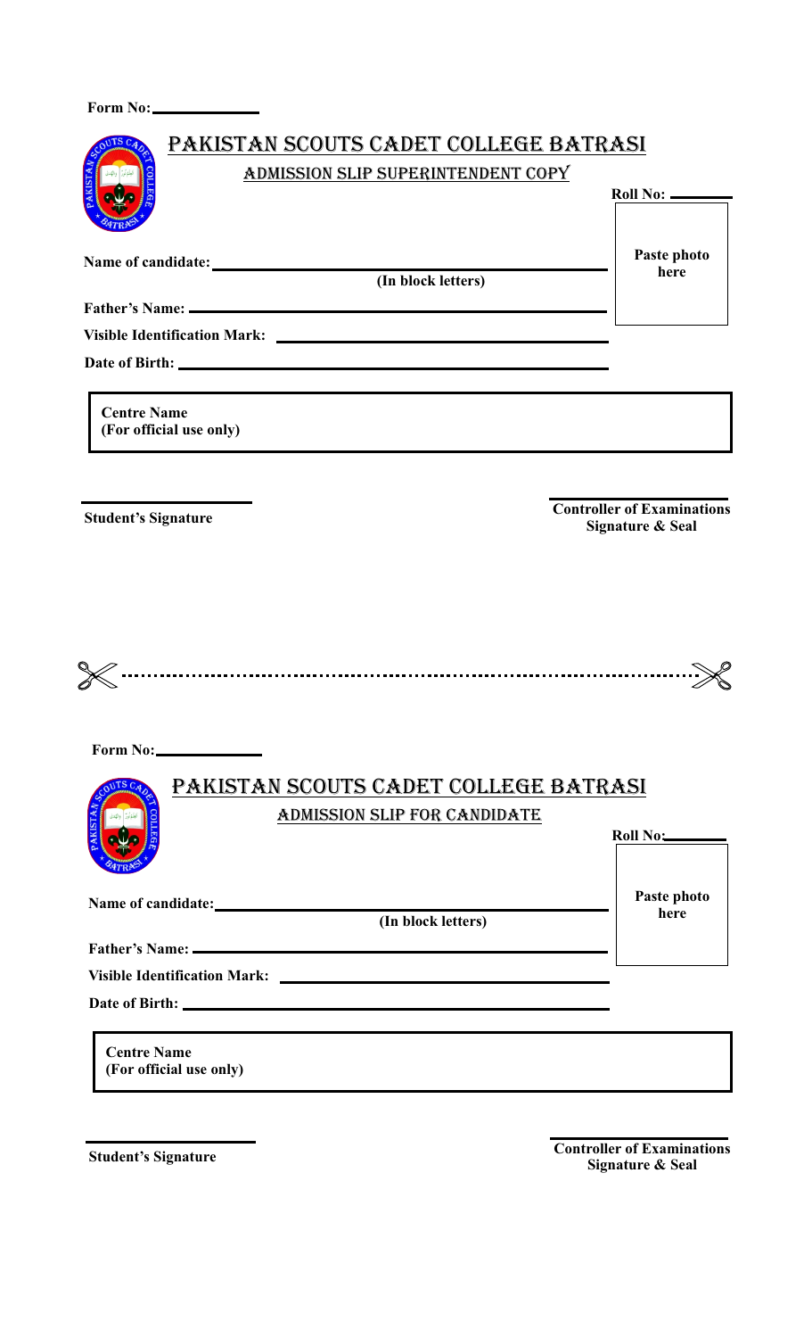**Form No:** ____________

# PAKISTAN SCOUTS CADET COLLEGE BATRASI

## ADMISSION SLIP SUPERINTENDENT COPY

**Roll No:** ________

| Paste photo here |
|---|

**Name of candidate:** ______________________________
**(In block letters)**

**Father's Name:** ______________________________

**Visible Identification Mark:** ______________________________

**Date of Birth:** ______________________________

| **Centre Name (For official use only)** | |
|---|---|

**Student's Signature** | **Controller of Examinations Signature & Seal**

---

**Form No:** ____________

# PAKISTAN SCOUTS CADET COLLEGE BATRASI

## ADMISSION SLIP FOR CANDIDATE

**Roll No:** ________

| Paste photo here |
|---|

**Name of candidate:** ______________________________
**(In block letters)**

**Father's Name:** ______________________________

**Visible Identification Mark:** ______________________________

**Date of Birth:** ______________________________

| **Centre Name (For official use only)** | |
|---|---|

**Student's Signature** | **Controller of Examinations Signature & Seal**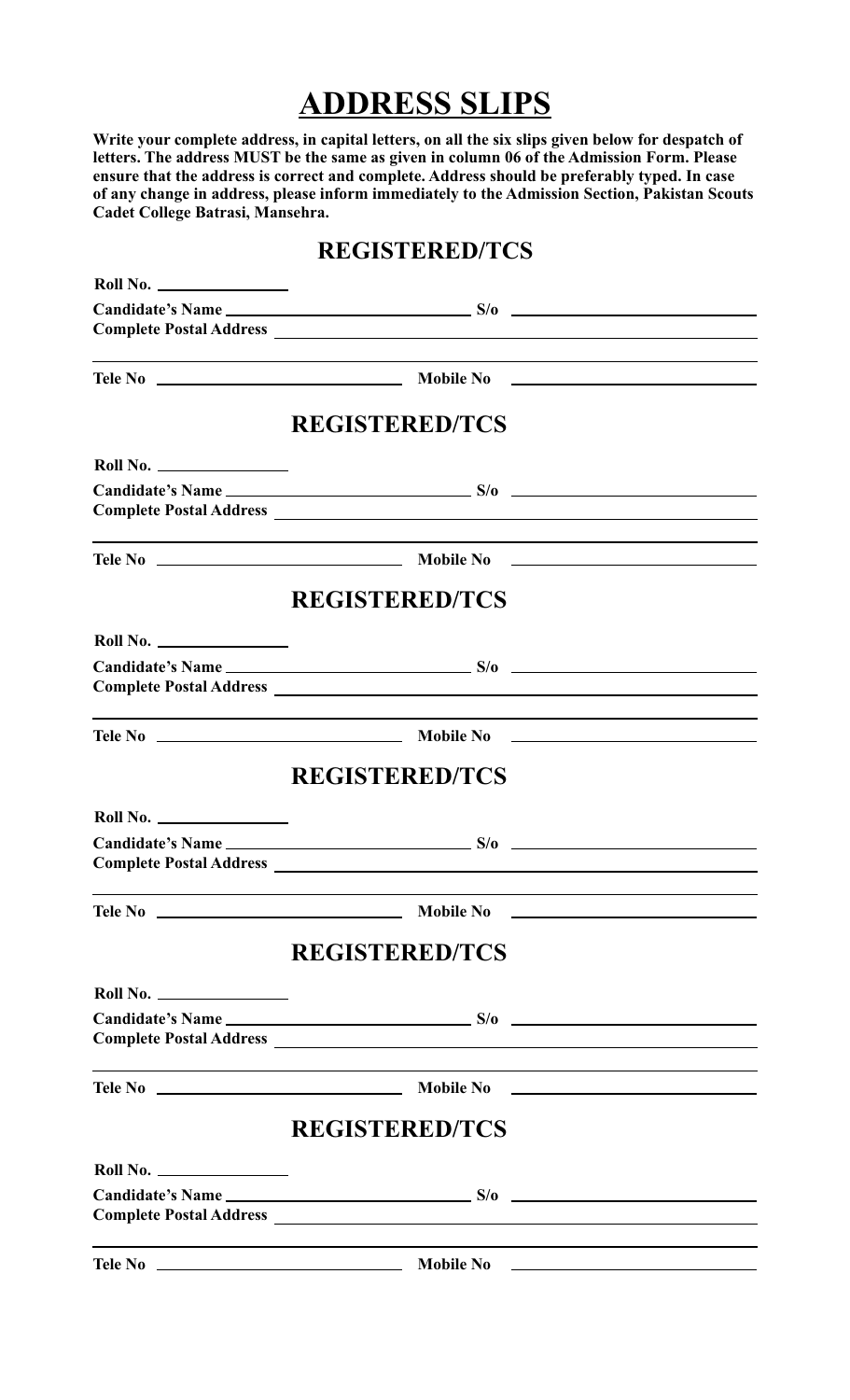# ADDRESS SLIPS

**Write your complete address, in capital letters, on all the six slips given below for despatch of letters. The address MUST be the same as given in column 06 of the Admission Form. Please ensure that the address is correct and complete. Address should be preferably typed. In case of any change in address, please inform immediately to the Admission Section, Pakistan Scouts Cadet College Batrasi, Mansehra.**

## REGISTERED/TCS

**Roll No.** ________________

**Candidate's Name** ____________________________ **S/o** ____________________________

**Complete Postal Address** ____________________________________________________________

______________________________________________________________________________

**Tele No** ____________________________ **Mobile No** ____________________________

## REGISTERED/TCS

**Roll No.** ________________

**Candidate's Name** ____________________________ **S/o** ____________________________

**Complete Postal Address** ____________________________________________________________

______________________________________________________________________________

**Tele No** ____________________________ **Mobile No** ____________________________

## REGISTERED/TCS

**Roll No.** ________________

**Candidate's Name** ____________________________ **S/o** ____________________________

**Complete Postal Address** ____________________________________________________________

______________________________________________________________________________

**Tele No** ____________________________ **Mobile No** ____________________________

## REGISTERED/TCS

**Roll No.** ________________

**Candidate's Name** ____________________________ **S/o** ____________________________

**Complete Postal Address** ____________________________________________________________

______________________________________________________________________________

**Tele No** ____________________________ **Mobile No** ____________________________

## REGISTERED/TCS

**Roll No.** ________________

**Candidate's Name** ____________________________ **S/o** ____________________________

**Complete Postal Address** ____________________________________________________________

______________________________________________________________________________

**Tele No** ____________________________ **Mobile No** ____________________________

## REGISTERED/TCS

**Roll No.** ________________

**Candidate's Name** ____________________________ **S/o** ____________________________

**Complete Postal Address** ____________________________________________________________

______________________________________________________________________________

**Tele No** ____________________________ **Mobile No** ____________________________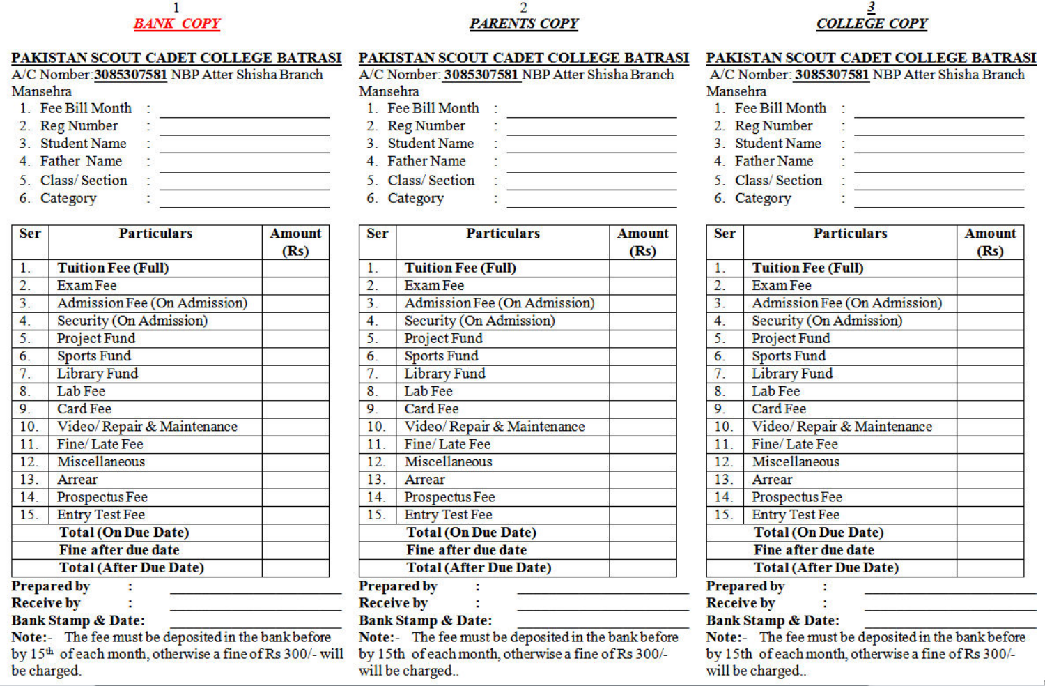1

## ***BANK COPY***

**PAKISTAN SCOUT CADET COLLEGE BATRASI**

A/C Nomber: **3085307581** NBP Atter Shisha Branch Mansehra

1. Fee Bill Month : ____________
2. Reg Number : ____________
3. Student Name : ____________
4. Father Name : ____________
5. Class/ Section : ____________
6. Category : ____________

| Ser | Particulars | Amount (Rs) |
|---|---|---|
| 1. | **Tuition Fee (Full)** | |
| 2. | Exam Fee | |
| 3. | Admission Fee (On Admission) | |
| 4. | Security (On Admission) | |
| 5. | Project Fund | |
| 6. | Sports Fund | |
| 7. | Library Fund | |
| 8. | Lab Fee | |
| 9. | Card Fee | |
| 10. | Video/ Repair & Maintenance | |
| 11. | Fine/ Late Fee | |
| 12. | Miscellaneous | |
| 13. | Arrear | |
| 14. | Prospectus Fee | |
| 15. | Entry Test Fee | |
| | **Total (On Due Date)** | |
| | **Fine after due date** | |
| | **Total (After Due Date)** | |

**Prepared by** : ____________

**Receive by** : ____________

**Bank Stamp & Date:** ____________

**Note:-** The fee must be deposited in the bank before by 15th of each month, otherwise a fine of Rs 300/- will be charged.

2

## ***PARENTS COPY***

**PAKISTAN SCOUT CADET COLLEGE BATRASI**

A/C Nomber: **3085307581** NBP Atter Shisha Branch Mansehra

1. Fee Bill Month : ____________
2. Reg Number : ____________
3. Student Name : ____________
4. Father Name : ____________
5. Class/ Section : ____________
6. Category : ____________

| Ser | Particulars | Amount (Rs) |
|---|---|---|
| 1. | **Tuition Fee (Full)** | |
| 2. | Exam Fee | |
| 3. | Admission Fee (On Admission) | |
| 4. | Security (On Admission) | |
| 5. | Project Fund | |
| 6. | Sports Fund | |
| 7. | Library Fund | |
| 8. | Lab Fee | |
| 9. | Card Fee | |
| 10. | Video/ Repair & Maintenance | |
| 11. | Fine/ Late Fee | |
| 12. | Miscellaneous | |
| 13. | Arrear | |
| 14. | Prospectus Fee | |
| 15. | Entry Test Fee | |
| | **Total (On Due Date)** | |
| | **Fine after due date** | |
| | **Total (After Due Date)** | |

**Prepared by** : ____________

**Receive by** : ____________

**Bank Stamp & Date:** ____________

**Note:-** The fee must be deposited in the bank before by 15th of each month, otherwise a fine of Rs 300/- will be charged..

3

## ***COLLEGE COPY***

**PAKISTAN SCOUT CADET COLLEGE BATRASI**

A/C Nomber: **3085307581** NBP Atter Shisha Branch Mansehra

1. Fee Bill Month : ____________
2. Reg Number : ____________
3. Student Name : ____________
4. Father Name : ____________
5. Class/ Section : ____________
6. Category : ____________

| Ser | Particulars | Amount (Rs) |
|---|---|---|
| 1. | **Tuition Fee (Full)** | |
| 2. | Exam Fee | |
| 3. | Admission Fee (On Admission) | |
| 4. | Security (On Admission) | |
| 5. | Project Fund | |
| 6. | Sports Fund | |
| 7. | Library Fund | |
| 8. | Lab Fee | |
| 9. | Card Fee | |
| 10. | Video/ Repair & Maintenance | |
| 11. | Fine/ Late Fee | |
| 12. | Miscellaneous | |
| 13. | Arrear | |
| 14. | Prospectus Fee | |
| 15. | Entry Test Fee | |
| | **Total (On Due Date)** | |
| | **Fine after due date** | |
| | **Total (After Due Date)** | |

**Prepared by** : ____________

**Receive by** : ____________

**Bank Stamp & Date:** ____________

**Note:-** The fee must be deposited in the bank before by 15th of each month, otherwise a fine of Rs 300/- will be charged..